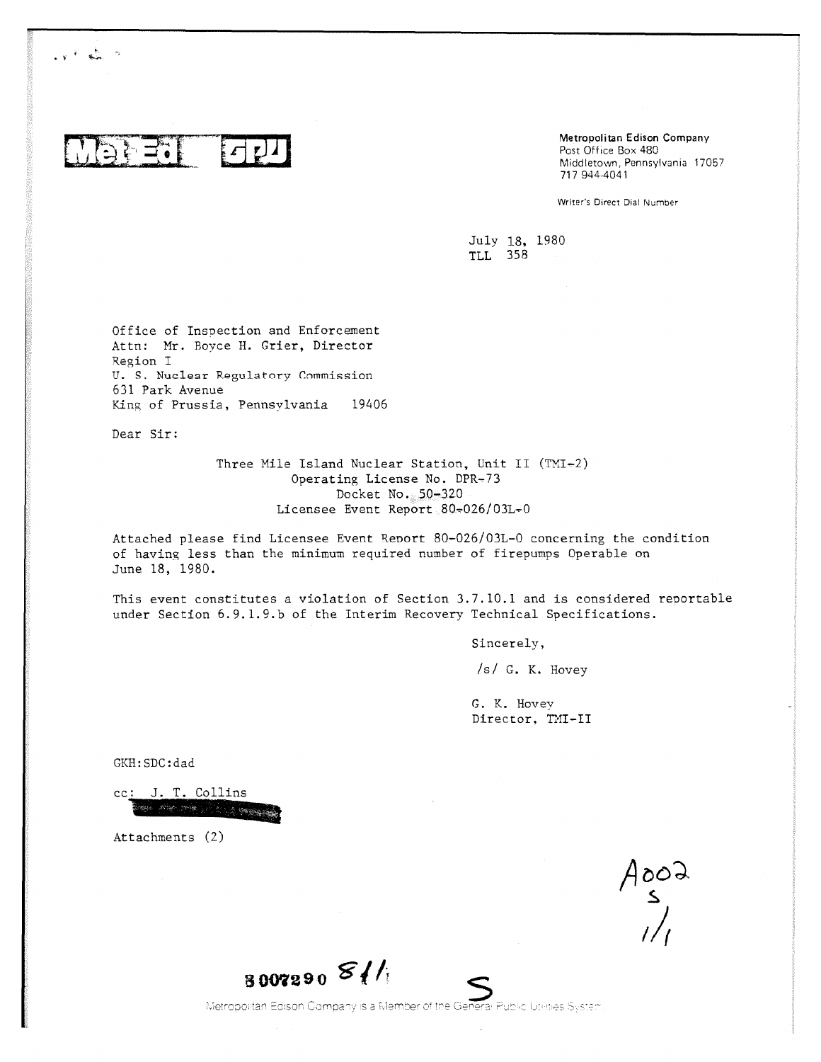**Met-Ed GPU**

Metropolitan Edison Company
Post Office Box 480
Middletown, Pennsylvania 17057
717 944-4041

Writer's Direct Dial Number

July 18, 1980
TLL 358

Office of Inspection and Enforcement
Attn: Mr. Boyce H. Grier, Director
Region I
U. S. Nuclear Regulatory Commission
631 Park Avenue
King of Prussia, Pennsylvania 19406

Dear Sir:

Three Mile Island Nuclear Station, Unit II (TMI-2)
Operating License No. DPR-73
Docket No. 50-320
Licensee Event Report 80-026/03L-0

Attached please find Licensee Event Report 80-026/03L-0 concerning the condition of having less than the minimum required number of firepumps Operable on June 18, 1980.

This event constitutes a violation of Section 3.7.10.1 and is considered reportable under Section 6.9.1.9.b of the Interim Recovery Technical Specifications.

Sincerely,

/s/ G. K. Hovey

G. K. Hovey
Director, TMI-II

GKH:SDC:dad

cc: J. T. Collins

Attachments (2)

A002
S
1/1

8007290 811

S

Metropolitan Edison Company is a Member of the General Public Utilities System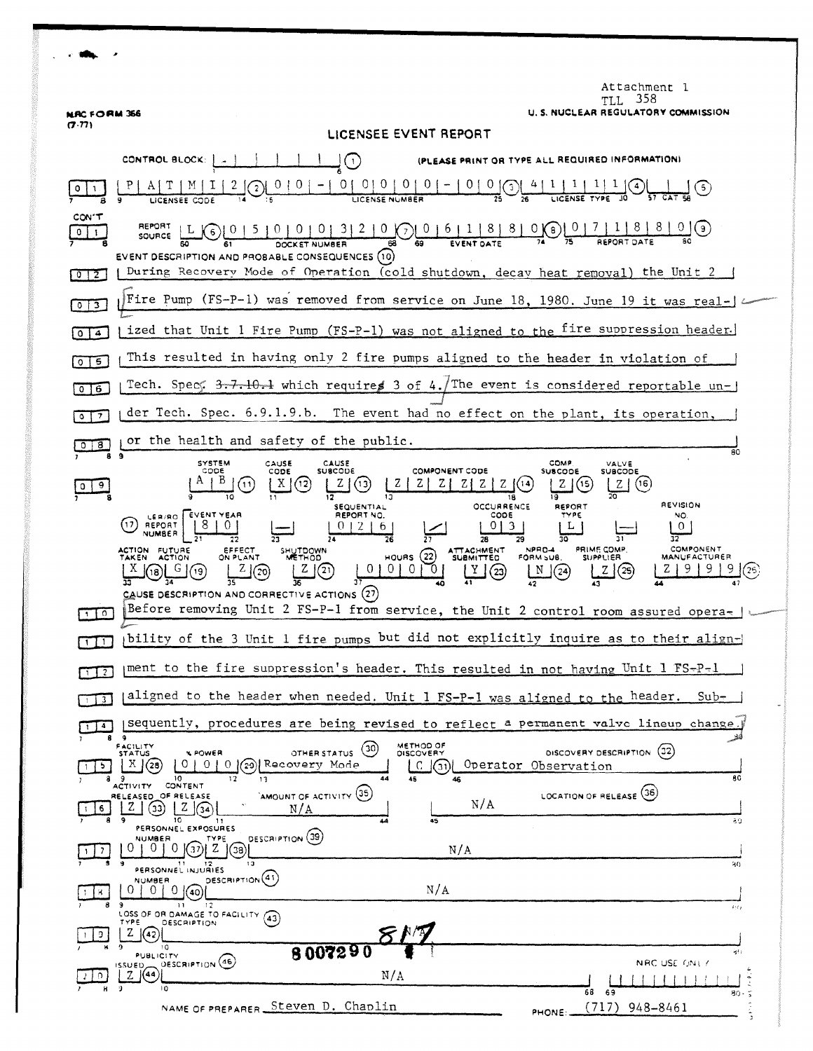Attachment 1
TLL 358

NRC FORM 366 (7-77)

U. S. NUCLEAR REGULATORY COMMISSION

# LICENSEE EVENT REPORT

CONTROL BLOCK: | - | | | | | | (1) (PLEASE PRINT OR TYPE ALL REQUIRED INFORMATION)

| 0 1 | LICENSEE CODE: P A T M I 2 (2) | LICENSE NUMBER: 0 0 - 0 0 0 0 0 - 0 0 (3) | LICENSE TYPE: 4 1 1 1 1 (4) | CAT: (5) |

CON'T

| 0 1 | REPORT SOURCE: L (6) | DOCKET NUMBER: 0 5 0 0 0 3 2 0 (7) | EVENT DATE: 0 6 1 8 8 0 (8) | REPORT DATE: 0 7 1 8 8 0 (9) |

EVENT DESCRIPTION AND PROBABLE CONSEQUENCES (10)

| 0 2 | During Recovery Mode of Operation (cold shutdown, decay heat removal) the Unit 2
| 0 3 | Fire Pump (FS-P-1) was removed from service on June 18, 1980. June 19 it was real-
| 0 4 | ized that Unit 1 Fire Pump (FS-P-1) was not aligned to the fire suppression header.
| 0 5 | This resulted in having only 2 fire pumps aligned to the header in violation of
| 0 6 | Tech. Spec. ~~3.7.10.1~~ which requires 3 of 4. The event is considered reportable un-
| 0 7 | der Tech. Spec. 6.9.1.9.b. The event had no effect on the plant, its operation,
| 0 8 | or the health and safety of the public.

| 0 9 | SYSTEM CODE: A B (11) | CAUSE CODE: X (12) | CAUSE SUBCODE: Z (13) | COMPONENT CODE: Z Z Z Z Z Z (14) | COMP SUBCODE: Z (15) | VALVE SUBCODE: Z (16) |

(17) LER/RO REPORT NUMBER: EVENT YEAR: 8 0 | — | SEQUENTIAL REPORT NO.: 0 2 6 | / | OCCURRENCE CODE: 0 3 | REPORT TYPE: L | — | REVISION NO.: 0

ACTION TAKEN: X (18) | FUTURE ACTION: G (19) | EFFECT ON PLANT: Z (20) | SHUTDOWN METHOD: Z (21) | HOURS: 0 0 0 0 (22) | ATTACHMENT SUBMITTED: Y (23) | NPRD-4 FORM SUB.: N (24) | PRIME COMP. SUPPLIER: Z (25) | COMPONENT MANUFACTURER: Z 9 9 9 (26)

CAUSE DESCRIPTION AND CORRECTIVE ACTIONS (27)

| 1 0 | Before removing Unit 2 FS-P-1 from service, the Unit 2 control room assured opera-
| 1 1 | bility of the 3 Unit 1 fire pumps but did not explicitly inquire as to their align-
| 1 2 | ment to the fire suppression's header. This resulted in not having Unit 1 FS-P-1
| 1 3 | aligned to the header when needed. Unit 1 FS-P-1 was aligned to the header. Sub-
| 1 4 | sequently, procedures are being revised to reflect a permanent valve lineup change.

| 1 5 | FACILITY STATUS: X (28) | % POWER: 0 0 0 (29) | OTHER STATUS (30): Recovery Mode | METHOD OF DISCOVERY: C (31) | DISCOVERY DESCRIPTION (32): Operator Observation |

| 1 6 | ACTIVITY RELEASED OF RELEASE: Z (33) | CONTENT: Z (34) | AMOUNT OF ACTIVITY (35): N/A | LOCATION OF RELEASE (36): N/A |

PERSONNEL EXPOSURES

| 1 7 | NUMBER: 0 0 0 (37) | TYPE: Z (38) | DESCRIPTION (39): N/A |

PERSONNEL INJURIES

| 1 8 | NUMBER: 0 0 0 (40) | DESCRIPTION (41): N/A |

LOSS OF OR DAMAGE TO FACILITY (43)

| 1 9 | TYPE: Z (42) | DESCRIPTION: |

8007290 817

PUBLICITY

| 2 0 | ISSUED: Z (44) | DESCRIPTION (45): N/A | NRC USE ONLY

NAME OF PREPARER: Steven D. Chaplin PHONE: (717) 948-8461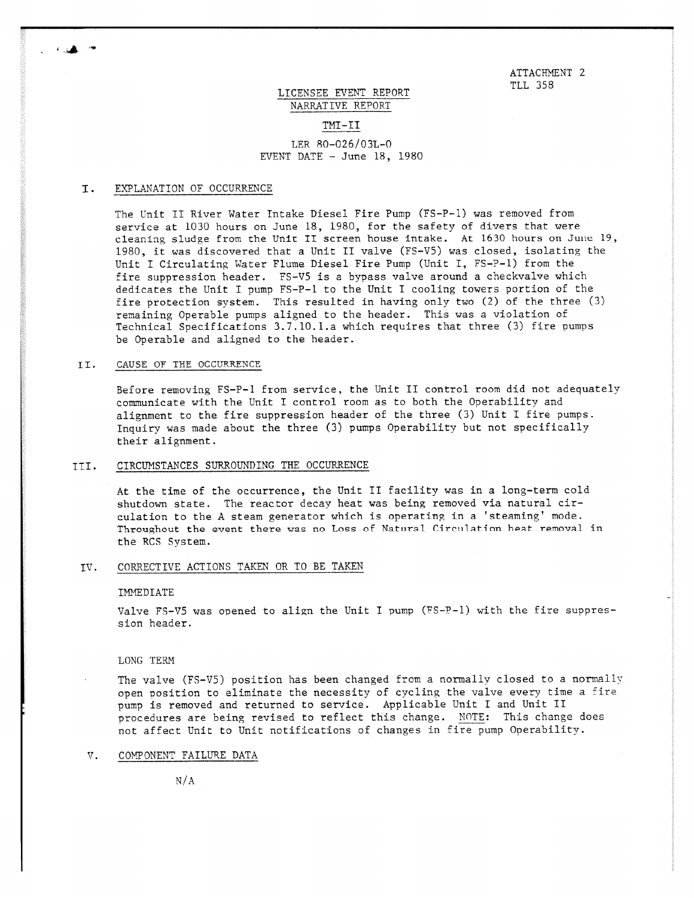ATTACHMENT 2
TLL 358

LICENSEE EVENT REPORT
NARRATIVE REPORT

TMI-II

LER 80-026/03L-0
EVENT DATE - June 18, 1980

## I. EXPLANATION OF OCCURRENCE

The Unit II River Water Intake Diesel Fire Pump (FS-P-1) was removed from service at 1030 hours on June 18, 1980, for the safety of divers that were cleaning sludge from the Unit II screen house intake. At 1630 hours on June 19, 1980, it was discovered that a Unit II valve (FS-V5) was closed, isolating the Unit I Circulating Water Flume Diesel Fire Pump (Unit I, FS-P-1) from the fire suppression header. FS-V5 is a bypass valve around a checkvalve which dedicates the Unit I pump FS-P-1 to the Unit I cooling towers portion of the fire protection system. This resulted in having only two (2) of the three (3) remaining Operable pumps aligned to the header. This was a violation of Technical Specifications 3.7.10.1.a which requires that three (3) fire pumps be Operable and aligned to the header.

## II. CAUSE OF THE OCCURRENCE

Before removing FS-P-1 from service, the Unit II control room did not adequately communicate with the Unit I control room as to both the Operability and alignment to the fire suppression header of the three (3) Unit I fire pumps. Inquiry was made about the three (3) pumps Operability but not specifically their alignment.

## III. CIRCUMSTANCES SURROUNDING THE OCCURRENCE

At the time of the occurrence, the Unit II facility was in a long-term cold shutdown state. The reactor decay heat was being removed via natural circulation to the A steam generator which is operating in a 'steaming' mode. Throughout the event there was no Loss of Natural Circulation heat removal in the RCS System.

## IV. CORRECTIVE ACTIONS TAKEN OR TO BE TAKEN

### IMMEDIATE

Valve FS-V5 was opened to align the Unit I pump (FS-P-1) with the fire suppression header.

### LONG TERM

The valve (FS-V5) position has been changed from a normally closed to a normally open position to eliminate the necessity of cycling the valve every time a fire pump is removed and returned to service. Applicable Unit I and Unit II procedures are being revised to reflect this change. NOTE: This change does not affect Unit to Unit notifications of changes in fire pump Operability.

## V. COMPONENT FAILURE DATA

N/A